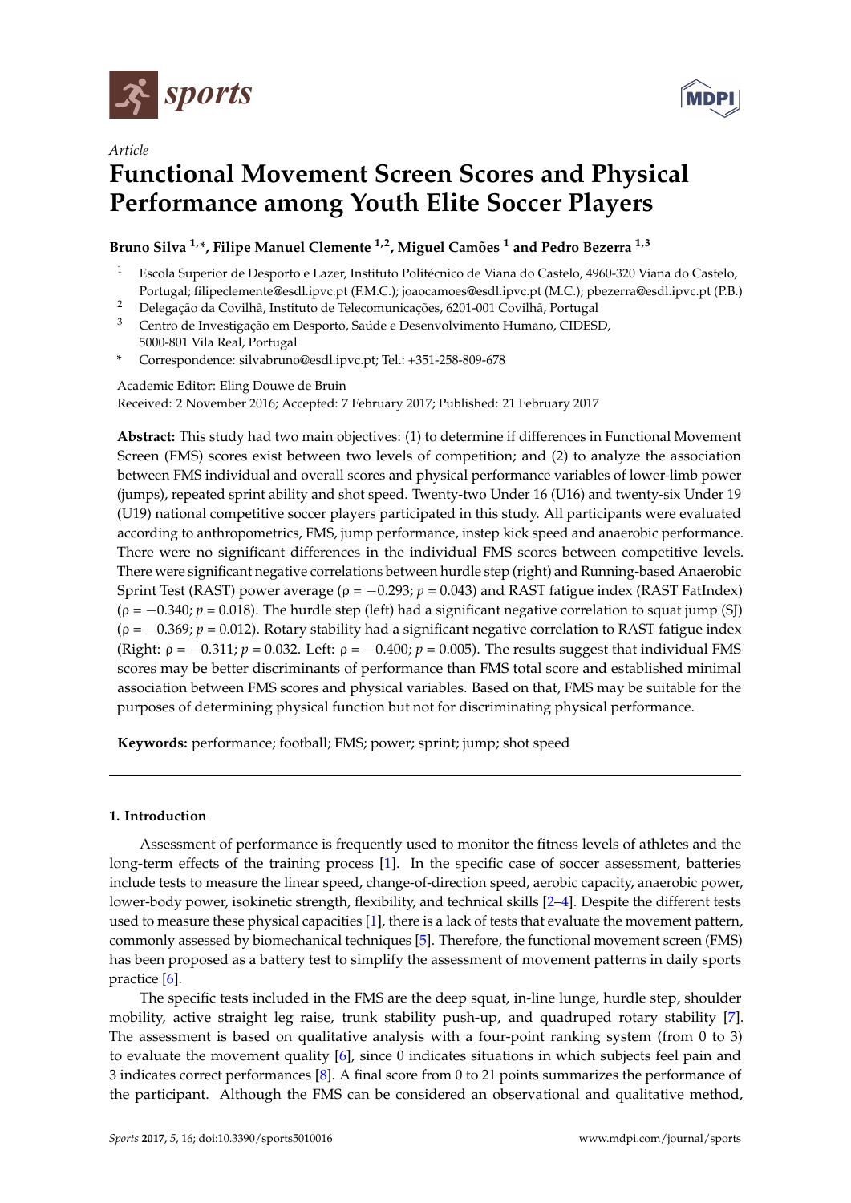*Article*

# Functional Movement Screen Scores and Physical Performance among Youth Elite Soccer Players

**Bruno Silva [1,*], Filipe Manuel Clemente [1,2], Miguel Camões [1] and Pedro Bezerra [1,3]**

[1] Escola Superior de Desporto e Lazer, Instituto Politécnico de Viana do Castelo, 4960-320 Viana do Castelo, Portugal; filipeclemente@esdl.ipvc.pt (F.M.C.); joaocamoes@esdl.ipvc.pt (M.C.); pbezerra@esdl.ipvc.pt (P.B.)

[2] Delegação da Covilhã, Instituto de Telecomunicações, 6201-001 Covilhã, Portugal

[3] Centro de Investigação em Desporto, Saúde e Desenvolvimento Humano, CIDESD, 5000-801 Vila Real, Portugal

[*] Correspondence: silvabruno@esdl.ipvc.pt; Tel.: +351-258-809-678

Academic Editor: Eling Douwe de Bruin

Received: 2 November 2016; Accepted: 7 February 2017; Published: 21 February 2017

**Abstract:** This study had two main objectives: (1) to determine if differences in Functional Movement Screen (FMS) scores exist between two levels of competition; and (2) to analyze the association between FMS individual and overall scores and physical performance variables of lower-limb power (jumps), repeated sprint ability and shot speed. Twenty-two Under 16 (U16) and twenty-six Under 19 (U19) national competitive soccer players participated in this study. All participants were evaluated according to anthropometrics, FMS, jump performance, instep kick speed and anaerobic performance. There were no significant differences in the individual FMS scores between competitive levels. There were significant negative correlations between hurdle step (right) and Running-based Anaerobic Sprint Test (RAST) power average ($\rho = -0.293$; $p = 0.043$) and RAST fatigue index (RAST FatIndex) ($\rho = -0.340$; $p = 0.018$). The hurdle step (left) had a significant negative correlation to squat jump (SJ) ($\rho = -0.369$; $p = 0.012$). Rotary stability had a significant negative correlation to RAST fatigue index (Right: $\rho = -0.311$; $p = 0.032$. Left: $\rho = -0.400$; $p = 0.005$). The results suggest that individual FMS scores may be better discriminants of performance than FMS total score and established minimal association between FMS scores and physical variables. Based on that, FMS may be suitable for the purposes of determining physical function but not for discriminating physical performance.

**Keywords:** performance; football; FMS; power; sprint; jump; shot speed

## 1. Introduction

Assessment of performance is frequently used to monitor the fitness levels of athletes and the long-term effects of the training process [1]. In the specific case of soccer assessment, batteries include tests to measure the linear speed, change-of-direction speed, aerobic capacity, anaerobic power, lower-body power, isokinetic strength, flexibility, and technical skills [2–4]. Despite the different tests used to measure these physical capacities [1], there is a lack of tests that evaluate the movement pattern, commonly assessed by biomechanical techniques [5]. Therefore, the functional movement screen (FMS) has been proposed as a battery test to simplify the assessment of movement patterns in daily sports practice [6].

The specific tests included in the FMS are the deep squat, in-line lunge, hurdle step, shoulder mobility, active straight leg raise, trunk stability push-up, and quadruped rotary stability [7]. The assessment is based on qualitative analysis with a four-point ranking system (from 0 to 3) to evaluate the movement quality [6], since 0 indicates situations in which subjects feel pain and 3 indicates correct performances [8]. A final score from 0 to 21 points summarizes the performance of the participant. Although the FMS can be considered an observational and qualitative method,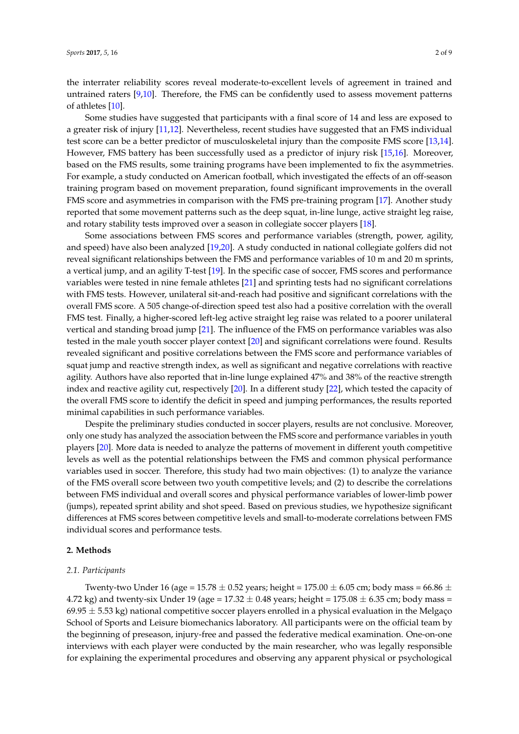the interrater reliability scores reveal moderate-to-excellent levels of agreement in trained and untrained raters [9,10]. Therefore, the FMS can be confidently used to assess movement patterns of athletes [10].

Some studies have suggested that participants with a final score of 14 and less are exposed to a greater risk of injury [11,12]. Nevertheless, recent studies have suggested that an FMS individual test score can be a better predictor of musculoskeletal injury than the composite FMS score [13,14]. However, FMS battery has been successfully used as a predictor of injury risk [15,16]. Moreover, based on the FMS results, some training programs have been implemented to fix the asymmetries. For example, a study conducted on American football, which investigated the effects of an off-season training program based on movement preparation, found significant improvements in the overall FMS score and asymmetries in comparison with the FMS pre-training program [17]. Another study reported that some movement patterns such as the deep squat, in-line lunge, active straight leg raise, and rotary stability tests improved over a season in collegiate soccer players [18].

Some associations between FMS scores and performance variables (strength, power, agility, and speed) have also been analyzed [19,20]. A study conducted in national collegiate golfers did not reveal significant relationships between the FMS and performance variables of 10 m and 20 m sprints, a vertical jump, and an agility T-test [19]. In the specific case of soccer, FMS scores and performance variables were tested in nine female athletes [21] and sprinting tests had no significant correlations with FMS tests. However, unilateral sit-and-reach had positive and significant correlations with the overall FMS score. A 505 change-of-direction speed test also had a positive correlation with the overall FMS test. Finally, a higher-scored left-leg active straight leg raise was related to a poorer unilateral vertical and standing broad jump [21]. The influence of the FMS on performance variables was also tested in the male youth soccer player context [20] and significant correlations were found. Results revealed significant and positive correlations between the FMS score and performance variables of squat jump and reactive strength index, as well as significant and negative correlations with reactive agility. Authors have also reported that in-line lunge explained 47% and 38% of the reactive strength index and reactive agility cut, respectively [20]. In a different study [22], which tested the capacity of the overall FMS score to identify the deficit in speed and jumping performances, the results reported minimal capabilities in such performance variables.

Despite the preliminary studies conducted in soccer players, results are not conclusive. Moreover, only one study has analyzed the association between the FMS score and performance variables in youth players [20]. More data is needed to analyze the patterns of movement in different youth competitive levels as well as the potential relationships between the FMS and common physical performance variables used in soccer. Therefore, this study had two main objectives: (1) to analyze the variance of the FMS overall score between two youth competitive levels; and (2) to describe the correlations between FMS individual and overall scores and physical performance variables of lower-limb power (jumps), repeated sprint ability and shot speed. Based on previous studies, we hypothesize significant differences at FMS scores between competitive levels and small-to-moderate correlations between FMS individual scores and performance tests.

## 2. Methods

### *2.1. Participants*

Twenty-two Under 16 (age = 15.78 $\pm$ 0.52 years; height = 175.00 $\pm$ 6.05 cm; body mass = 66.86 $\pm$ 4.72 kg) and twenty-six Under 19 (age = 17.32 $\pm$ 0.48 years; height = 175.08 $\pm$ 6.35 cm; body mass = 69.95 $\pm$ 5.53 kg) national competitive soccer players enrolled in a physical evaluation in the Melgaço School of Sports and Leisure biomechanics laboratory. All participants were on the official team by the beginning of preseason, injury-free and passed the federative medical examination. One-on-one interviews with each player were conducted by the main researcher, who was legally responsible for explaining the experimental procedures and observing any apparent physical or psychological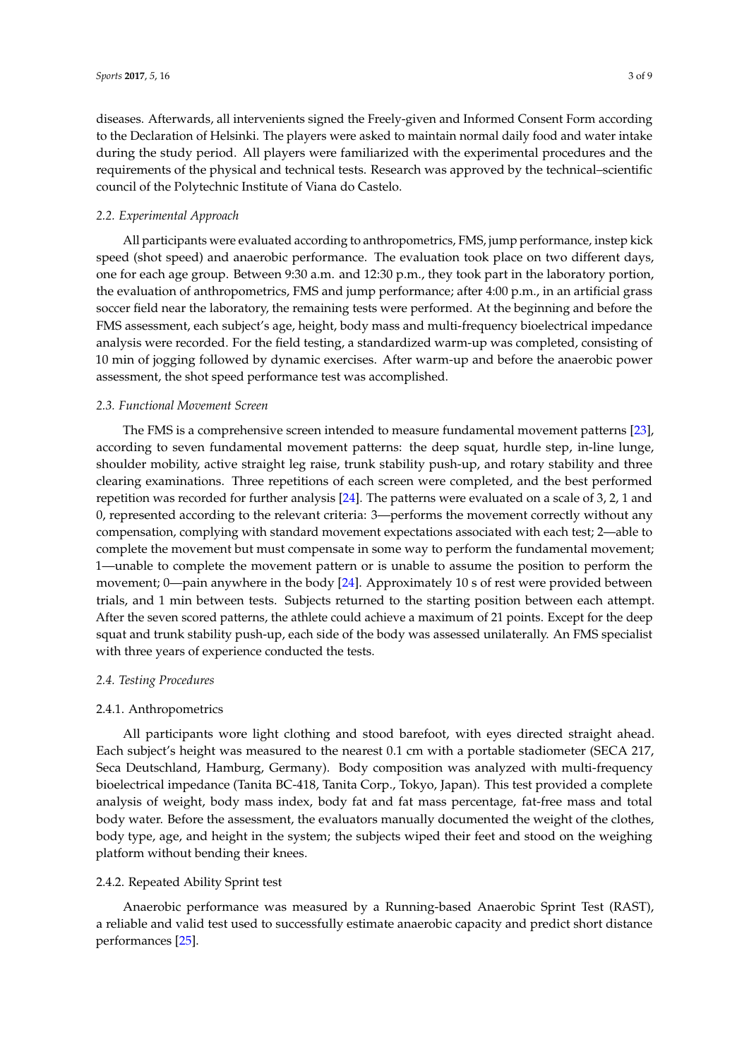diseases. Afterwards, all intervenients signed the Freely-given and Informed Consent Form according to the Declaration of Helsinki. The players were asked to maintain normal daily food and water intake during the study period. All players were familiarized with the experimental procedures and the requirements of the physical and technical tests. Research was approved by the technical–scientific council of the Polytechnic Institute of Viana do Castelo.

### *2.2. Experimental Approach*

All participants were evaluated according to anthropometrics, FMS, jump performance, instep kick speed (shot speed) and anaerobic performance. The evaluation took place on two different days, one for each age group. Between 9:30 a.m. and 12:30 p.m., they took part in the laboratory portion, the evaluation of anthropometrics, FMS and jump performance; after 4:00 p.m., in an artificial grass soccer field near the laboratory, the remaining tests were performed. At the beginning and before the FMS assessment, each subject's age, height, body mass and multi-frequency bioelectrical impedance analysis were recorded. For the field testing, a standardized warm-up was completed, consisting of 10 min of jogging followed by dynamic exercises. After warm-up and before the anaerobic power assessment, the shot speed performance test was accomplished.

### *2.3. Functional Movement Screen*

The FMS is a comprehensive screen intended to measure fundamental movement patterns [23], according to seven fundamental movement patterns: the deep squat, hurdle step, in-line lunge, shoulder mobility, active straight leg raise, trunk stability push-up, and rotary stability and three clearing examinations. Three repetitions of each screen were completed, and the best performed repetition was recorded for further analysis [24]. The patterns were evaluated on a scale of 3, 2, 1 and 0, represented according to the relevant criteria: 3—performs the movement correctly without any compensation, complying with standard movement expectations associated with each test; 2—able to complete the movement but must compensate in some way to perform the fundamental movement; 1—unable to complete the movement pattern or is unable to assume the position to perform the movement; 0—pain anywhere in the body [24]. Approximately 10 s of rest were provided between trials, and 1 min between tests. Subjects returned to the starting position between each attempt. After the seven scored patterns, the athlete could achieve a maximum of 21 points. Except for the deep squat and trunk stability push-up, each side of the body was assessed unilaterally. An FMS specialist with three years of experience conducted the tests.

### *2.4. Testing Procedures*

#### 2.4.1. Anthropometrics

All participants wore light clothing and stood barefoot, with eyes directed straight ahead. Each subject's height was measured to the nearest 0.1 cm with a portable stadiometer (SECA 217, Seca Deutschland, Hamburg, Germany). Body composition was analyzed with multi-frequency bioelectrical impedance (Tanita BC-418, Tanita Corp., Tokyo, Japan). This test provided a complete analysis of weight, body mass index, body fat and fat mass percentage, fat-free mass and total body water. Before the assessment, the evaluators manually documented the weight of the clothes, body type, age, and height in the system; the subjects wiped their feet and stood on the weighing platform without bending their knees.

#### 2.4.2. Repeated Ability Sprint test

Anaerobic performance was measured by a Running-based Anaerobic Sprint Test (RAST), a reliable and valid test used to successfully estimate anaerobic capacity and predict short distance performances [25].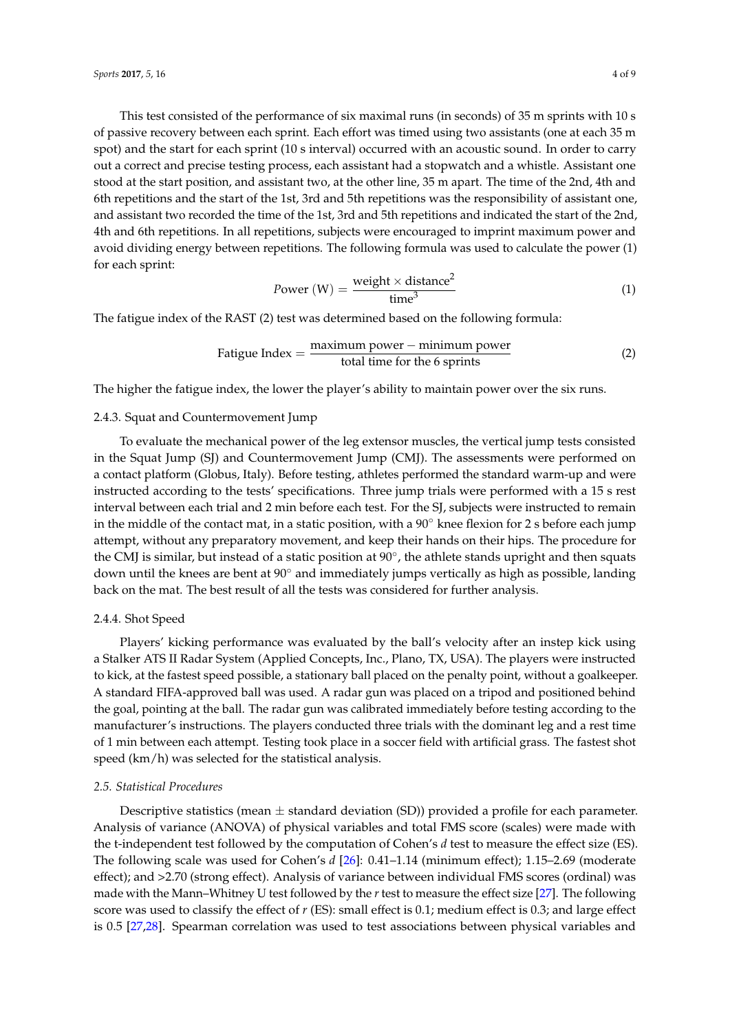This test consisted of the performance of six maximal runs (in seconds) of 35 m sprints with 10 s of passive recovery between each sprint. Each effort was timed using two assistants (one at each 35 m spot) and the start for each sprint (10 s interval) occurred with an acoustic sound. In order to carry out a correct and precise testing process, each assistant had a stopwatch and a whistle. Assistant one stood at the start position, and assistant two, at the other line, 35 m apart. The time of the 2nd, 4th and 6th repetitions and the start of the 1st, 3rd and 5th repetitions was the responsibility of assistant one, and assistant two recorded the time of the 1st, 3rd and 5th repetitions and indicated the start of the 2nd, 4th and 6th repetitions. In all repetitions, subjects were encouraged to imprint maximum power and avoid dividing energy between repetitions. The following formula was used to calculate the power (1) for each sprint:

$$Power\ (\mathrm{W}) = \frac{\text{weight} \times \text{distance}^2}{\text{time}^3} \tag{1}$$

The fatigue index of the RAST (2) test was determined based on the following formula:

$$\text{Fatigue Index} = \frac{\text{maximum power} - \text{minimum power}}{\text{total time for the 6 sprints}} \tag{2}$$

The higher the fatigue index, the lower the player's ability to maintain power over the six runs.

#### 2.4.3. Squat and Countermovement Jump

To evaluate the mechanical power of the leg extensor muscles, the vertical jump tests consisted in the Squat Jump (SJ) and Countermovement Jump (CMJ). The assessments were performed on a contact platform (Globus, Italy). Before testing, athletes performed the standard warm-up and were instructed according to the tests' specifications. Three jump trials were performed with a 15 s rest interval between each trial and 2 min before each test. For the SJ, subjects were instructed to remain in the middle of the contact mat, in a static position, with a 90° knee flexion for 2 s before each jump attempt, without any preparatory movement, and keep their hands on their hips. The procedure for the CMJ is similar, but instead of a static position at 90°, the athlete stands upright and then squats down until the knees are bent at 90° and immediately jumps vertically as high as possible, landing back on the mat. The best result of all the tests was considered for further analysis.

#### 2.4.4. Shot Speed

Players' kicking performance was evaluated by the ball's velocity after an instep kick using a Stalker ATS II Radar System (Applied Concepts, Inc., Plano, TX, USA). The players were instructed to kick, at the fastest speed possible, a stationary ball placed on the penalty point, without a goalkeeper. A standard FIFA-approved ball was used. A radar gun was placed on a tripod and positioned behind the goal, pointing at the ball. The radar gun was calibrated immediately before testing according to the manufacturer's instructions. The players conducted three trials with the dominant leg and a rest time of 1 min between each attempt. Testing took place in a soccer field with artificial grass. The fastest shot speed (km/h) was selected for the statistical analysis.

### *2.5. Statistical Procedures*

Descriptive statistics (mean ± standard deviation (SD)) provided a profile for each parameter. Analysis of variance (ANOVA) of physical variables and total FMS score (scales) were made with the t-independent test followed by the computation of Cohen's $d$ test to measure the effect size (ES). The following scale was used for Cohen's $d$ [26]: 0.41–1.14 (minimum effect); 1.15–2.69 (moderate effect); and >2.70 (strong effect). Analysis of variance between individual FMS scores (ordinal) was made with the Mann–Whitney U test followed by the $r$ test to measure the effect size [27]. The following score was used to classify the effect of $r$ (ES): small effect is 0.1; medium effect is 0.3; and large effect is 0.5 [27,28]. Spearman correlation was used to test associations between physical variables and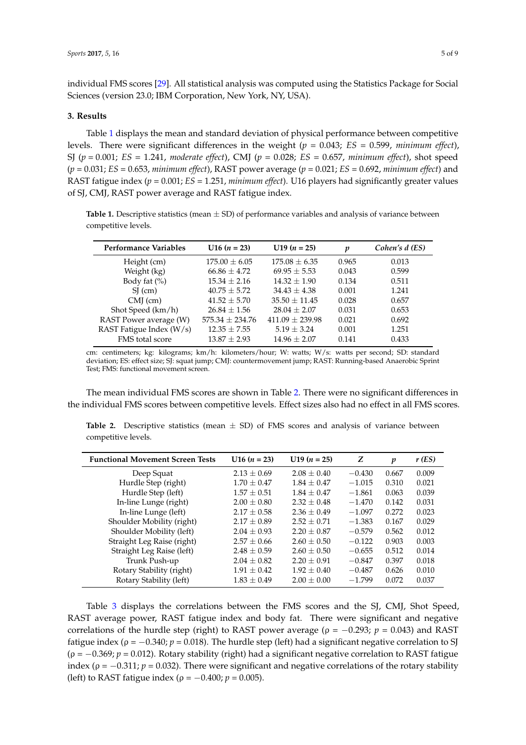individual FMS scores [29]. All statistical analysis was computed using the Statistics Package for Social Sciences (version 23.0; IBM Corporation, New York, NY, USA).

### 3. Results

Table 1 displays the mean and standard deviation of physical performance between competitive levels. There were significant differences in the weight ($p$ = 0.043; *ES* = 0.599, *minimum effect*), SJ ($p$ = 0.001; *ES* = 1.241, *moderate effect*), CMJ ($p$ = 0.028; *ES* = 0.657, *minimum effect*), shot speed ($p$ = 0.031; *ES* = 0.653, *minimum effect*), RAST power average ($p$ = 0.021; *ES* = 0.692, *minimum effect*) and RAST fatigue index ($p$ = 0.001; *ES* = 1.251, *minimum effect*). U16 players had significantly greater values of SJ, CMJ, RAST power average and RAST fatigue index.

**Table 1.** Descriptive statistics (mean ± SD) of performance variables and analysis of variance between competitive levels.

| Performance Variables | U16 ($n$ = 23) | U19 ($n$ = 25) | $p$ | *Cohen's d (ES)* |
|---|---|---|---|---|
| Height (cm) | 175.00 ± 6.05 | 175.08 ± 6.35 | 0.965 | 0.013 |
| Weight (kg) | 66.86 ± 4.72 | 69.95 ± 5.53 | 0.043 | 0.599 |
| Body fat (%) | 15.34 ± 2.16 | 14.32 ± 1.90 | 0.134 | 0.511 |
| SJ (cm) | 40.75 ± 5.72 | 34.43 ± 4.38 | 0.001 | 1.241 |
| CMJ (cm) | 41.52 ± 5.70 | 35.50 ± 11.45 | 0.028 | 0.657 |
| Shot Speed (km/h) | 26.84 ± 1.56 | 28.04 ± 2.07 | 0.031 | 0.653 |
| RAST Power average (W) | 575.34 ± 234.76 | 411.09 ± 239.98 | 0.021 | 0.692 |
| RAST Fatigue Index (W/s) | 12.35 ± 7.55 | 5.19 ± 3.24 | 0.001 | 1.251 |
| FMS total score | 13.87 ± 2.93 | 14.96 ± 2.07 | 0.141 | 0.433 |

cm: centimeters; kg: kilograms; km/h: kilometers/hour; W: watts; W/s: watts per second; SD: standard deviation; ES: effect size; SJ: squat jump; CMJ: countermovement jump; RAST: Running-based Anaerobic Sprint Test; FMS: functional movement screen.

The mean individual FMS scores are shown in Table 2. There were no significant differences in the individual FMS scores between competitive levels. Effect sizes also had no effect in all FMS scores.

**Table 2.** Descriptive statistics (mean ± SD) of FMS scores and analysis of variance between competitive levels.

| Functional Movement Screen Tests | U16 ($n$ = 23) | U19 ($n$ = 25) | $Z$ | $p$ | $r$ (ES) |
|---|---|---|---|---|---|
| Deep Squat | 2.13 ± 0.69 | 2.08 ± 0.40 | −0.430 | 0.667 | 0.009 |
| Hurdle Step (right) | 1.70 ± 0.47 | 1.84 ± 0.47 | −1.015 | 0.310 | 0.021 |
| Hurdle Step (left) | 1.57 ± 0.51 | 1.84 ± 0.47 | −1.861 | 0.063 | 0.039 |
| In-line Lunge (right) | 2.00 ± 0.80 | 2.32 ± 0.48 | −1.470 | 0.142 | 0.031 |
| In-line Lunge (left) | 2.17 ± 0.58 | 2.36 ± 0.49 | −1.097 | 0.272 | 0.023 |
| Shoulder Mobility (right) | 2.17 ± 0.89 | 2.52 ± 0.71 | −1.383 | 0.167 | 0.029 |
| Shoulder Mobility (left) | 2.04 ± 0.93 | 2.20 ± 0.87 | −0.579 | 0.562 | 0.012 |
| Straight Leg Raise (right) | 2.57 ± 0.66 | 2.60 ± 0.50 | −0.122 | 0.903 | 0.003 |
| Straight Leg Raise (left) | 2.48 ± 0.59 | 2.60 ± 0.50 | −0.655 | 0.512 | 0.014 |
| Trunk Push-up | 2.04 ± 0.82 | 2.20 ± 0.91 | −0.847 | 0.397 | 0.018 |
| Rotary Stability (right) | 1.91 ± 0.42 | 1.92 ± 0.40 | −0.487 | 0.626 | 0.010 |
| Rotary Stability (left) | 1.83 ± 0.49 | 2.00 ± 0.00 | −1.799 | 0.072 | 0.037 |

Table 3 displays the correlations between the FMS scores and the SJ, CMJ, Shot Speed, RAST average power, RAST fatigue index and body fat. There were significant and negative correlations of the hurdle step (right) to RAST power average ($\rho = -0.293$; $p = 0.043$) and RAST fatigue index ($\rho = -0.340$; $p = 0.018$). The hurdle step (left) had a significant negative correlation to SJ ($\rho = -0.369$; $p = 0.012$). Rotary stability (right) had a significant negative correlation to RAST fatigue index ($\rho = -0.311$; $p = 0.032$). There were significant and negative correlations of the rotary stability (left) to RAST fatigue index ($\rho = -0.400$; $p = 0.005$).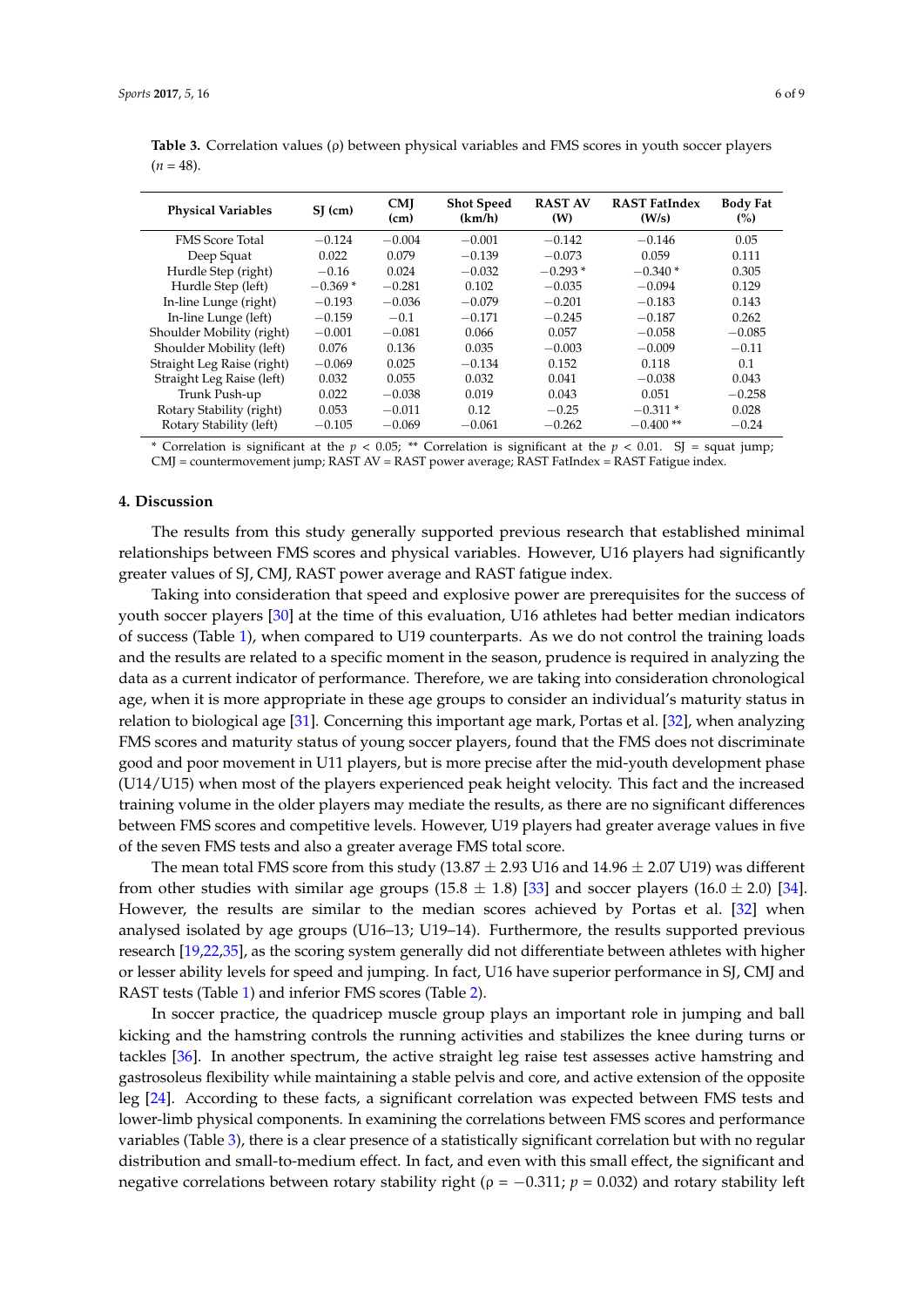**Table 3.** Correlation values (ρ) between physical variables and FMS scores in youth soccer players ($n$ = 48).

| Physical Variables | SJ (cm) | CMJ (cm) | Shot Speed (km/h) | RAST AV (W) | RAST FatIndex (W/s) | Body Fat (%) |
|---|---|---|---|---|---|---|
| FMS Score Total | −0.124 | −0.004 | −0.001 | −0.142 | −0.146 | 0.05 |
| Deep Squat | 0.022 | 0.079 | −0.139 | −0.073 | 0.059 | 0.111 |
| Hurdle Step (right) | −0.16 | 0.024 | −0.032 | −0.293 * | −0.340 * | 0.305 |
| Hurdle Step (left) | −0.369 * | −0.281 | 0.102 | −0.035 | −0.094 | 0.129 |
| In-line Lunge (right) | −0.193 | −0.036 | −0.079 | −0.201 | −0.183 | 0.143 |
| In-line Lunge (left) | −0.159 | −0.1 | −0.171 | −0.245 | −0.187 | 0.262 |
| Shoulder Mobility (right) | −0.001 | −0.081 | 0.066 | 0.057 | −0.058 | −0.085 |
| Shoulder Mobility (left) | 0.076 | 0.136 | 0.035 | −0.003 | −0.009 | −0.11 |
| Straight Leg Raise (right) | −0.069 | 0.025 | −0.134 | 0.152 | 0.118 | 0.1 |
| Straight Leg Raise (left) | 0.032 | 0.055 | 0.032 | 0.041 | −0.038 | 0.043 |
| Trunk Push-up | 0.022 | −0.038 | 0.019 | 0.043 | 0.051 | −0.258 |
| Rotary Stability (right) | 0.053 | −0.011 | 0.12 | −0.25 | −0.311 * | 0.028 |
| Rotary Stability (left) | −0.105 | −0.069 | −0.061 | −0.262 | −0.400 ** | −0.24 |

* Correlation is significant at the $p < 0.05$; ** Correlation is significant at the $p < 0.01$. SJ = squat jump; CMJ = countermovement jump; RAST AV = RAST power average; RAST FatIndex = RAST Fatigue index.

## 4. Discussion

The results from this study generally supported previous research that established minimal relationships between FMS scores and physical variables. However, U16 players had significantly greater values of SJ, CMJ, RAST power average and RAST fatigue index.

Taking into consideration that speed and explosive power are prerequisites for the success of youth soccer players [30] at the time of this evaluation, U16 athletes had better median indicators of success (Table 1), when compared to U19 counterparts. As we do not control the training loads and the results are related to a specific moment in the season, prudence is required in analyzing the data as a current indicator of performance. Therefore, we are taking into consideration chronological age, when it is more appropriate in these age groups to consider an individual's maturity status in relation to biological age [31]. Concerning this important age mark, Portas et al. [32], when analyzing FMS scores and maturity status of young soccer players, found that the FMS does not discriminate good and poor movement in U11 players, but is more precise after the mid-youth development phase (U14/U15) when most of the players experienced peak height velocity. This fact and the increased training volume in the older players may mediate the results, as there are no significant differences between FMS scores and competitive levels. However, U19 players had greater average values in five of the seven FMS tests and also a greater average FMS total score.

The mean total FMS score from this study (13.87 ± 2.93 U16 and 14.96 ± 2.07 U19) was different from other studies with similar age groups (15.8 ± 1.8) [33] and soccer players (16.0 ± 2.0) [34]. However, the results are similar to the median scores achieved by Portas et al. [32] when analysed isolated by age groups (U16–13; U19–14). Furthermore, the results supported previous research [19,22,35], as the scoring system generally did not differentiate between athletes with higher or lesser ability levels for speed and jumping. In fact, U16 have superior performance in SJ, CMJ and RAST tests (Table 1) and inferior FMS scores (Table 2).

In soccer practice, the quadricep muscle group plays an important role in jumping and ball kicking and the hamstring controls the running activities and stabilizes the knee during turns or tackles [36]. In another spectrum, the active straight leg raise test assesses active hamstring and gastrosoleus flexibility while maintaining a stable pelvis and core, and active extension of the opposite leg [24]. According to these facts, a significant correlation was expected between FMS tests and lower-limb physical components. In examining the correlations between FMS scores and performance variables (Table 3), there is a clear presence of a statistically significant correlation but with no regular distribution and small-to-medium effect. In fact, and even with this small effect, the significant and negative correlations between rotary stability right (ρ = −0.311; $p$ = 0.032) and rotary stability left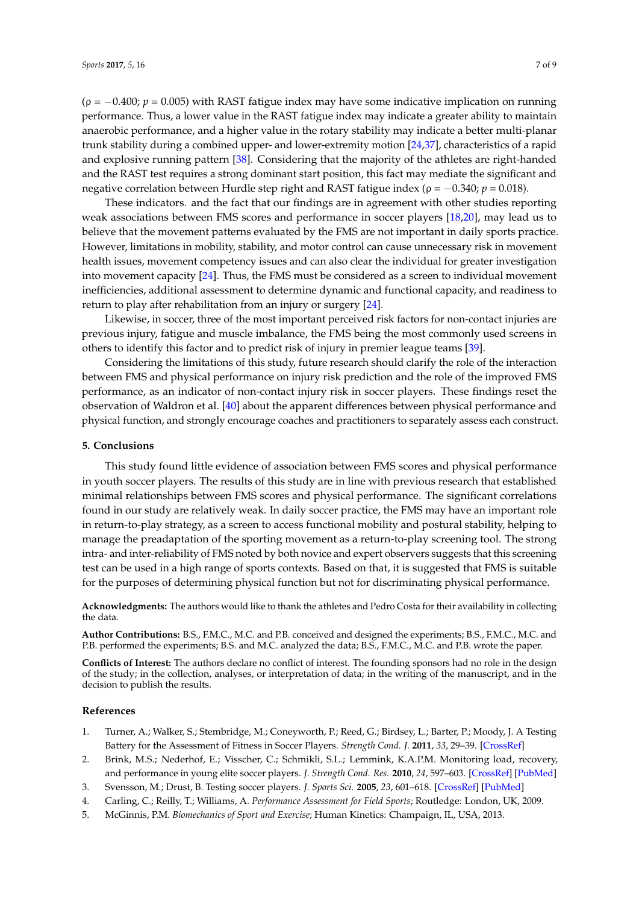(ρ = −0.400; $p$ = 0.005) with RAST fatigue index may have some indicative implication on running performance. Thus, a lower value in the RAST fatigue index may indicate a greater ability to maintain anaerobic performance, and a higher value in the rotary stability may indicate a better multi-planar trunk stability during a combined upper- and lower-extremity motion [24,37], characteristics of a rapid and explosive running pattern [38]. Considering that the majority of the athletes are right-handed and the RAST test requires a strong dominant start position, this fact may mediate the significant and negative correlation between Hurdle step right and RAST fatigue index (ρ = −0.340; $p$ = 0.018).

These indicators. and the fact that our findings are in agreement with other studies reporting weak associations between FMS scores and performance in soccer players [18,20], may lead us to believe that the movement patterns evaluated by the FMS are not important in daily sports practice. However, limitations in mobility, stability, and motor control can cause unnecessary risk in movement health issues, movement competency issues and can also clear the individual for greater investigation into movement capacity [24]. Thus, the FMS must be considered as a screen to individual movement inefficiencies, additional assessment to determine dynamic and functional capacity, and readiness to return to play after rehabilitation from an injury or surgery [24].

Likewise, in soccer, three of the most important perceived risk factors for non-contact injuries are previous injury, fatigue and muscle imbalance, the FMS being the most commonly used screens in others to identify this factor and to predict risk of injury in premier league teams [39].

Considering the limitations of this study, future research should clarify the role of the interaction between FMS and physical performance on injury risk prediction and the role of the improved FMS performance, as an indicator of non-contact injury risk in soccer players. These findings reset the observation of Waldron et al. [40] about the apparent differences between physical performance and physical function, and strongly encourage coaches and practitioners to separately assess each construct.

## 5. Conclusions

This study found little evidence of association between FMS scores and physical performance in youth soccer players. The results of this study are in line with previous research that established minimal relationships between FMS scores and physical performance. The significant correlations found in our study are relatively weak. In daily soccer practice, the FMS may have an important role in return-to-play strategy, as a screen to access functional mobility and postural stability, helping to manage the preadaptation of the sporting movement as a return-to-play screening tool. The strong intra- and inter-reliability of FMS noted by both novice and expert observers suggests that this screening test can be used in a high range of sports contexts. Based on that, it is suggested that FMS is suitable for the purposes of determining physical function but not for discriminating physical performance.

**Acknowledgments:** The authors would like to thank the athletes and Pedro Costa for their availability in collecting the data.

**Author Contributions:** B.S., F.M.C., M.C. and P.B. conceived and designed the experiments; B.S., F.M.C., M.C. and P.B. performed the experiments; B.S. and M.C. analyzed the data; B.S., F.M.C., M.C. and P.B. wrote the paper.

**Conflicts of Interest:** The authors declare no conflict of interest. The founding sponsors had no role in the design of the study; in the collection, analyses, or interpretation of data; in the writing of the manuscript, and in the decision to publish the results.

## References

1. Turner, A.; Walker, S.; Stembridge, M.; Coneyworth, P.; Reed, G.; Birdsey, L.; Barter, P.; Moody, J. A Testing Battery for the Assessment of Fitness in Soccer Players. *Strength Cond. J.* **2011**, *33*, 29–39. [CrossRef]
2. Brink, M.S.; Nederhof, E.; Visscher, C.; Schmikli, S.L.; Lemmink, K.A.P.M. Monitoring load, recovery, and performance in young elite soccer players. *J. Strength Cond. Res.* **2010**, *24*, 597–603. [CrossRef] [PubMed]
3. Svensson, M.; Drust, B. Testing soccer players. *J. Sports Sci.* **2005**, *23*, 601–618. [CrossRef] [PubMed]
4. Carling, C.; Reilly, T.; Williams, A. *Performance Assessment for Field Sports*; Routledge: London, UK, 2009.
5. McGinnis, P.M. *Biomechanics of Sport and Exercise*; Human Kinetics: Champaign, IL, USA, 2013.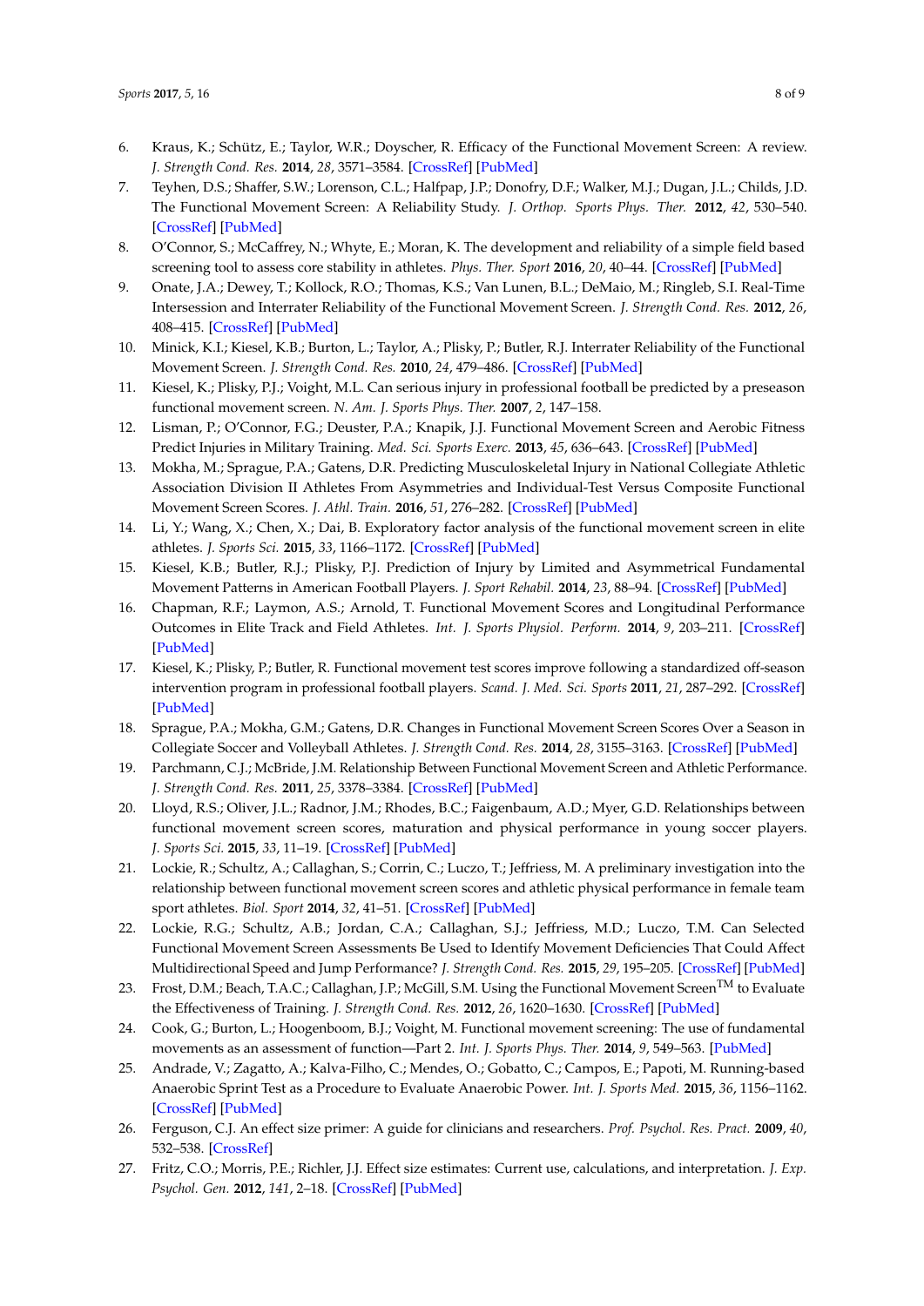6. Kraus, K.; Schütz, E.; Taylor, W.R.; Doyscher, R. Efficacy of the Functional Movement Screen: A review. *J. Strength Cond. Res.* **2014**, *28*, 3571–3584. [CrossRef] [PubMed]
7. Teyhen, D.S.; Shaffer, S.W.; Lorenson, C.L.; Halfpap, J.P.; Donofry, D.F.; Walker, M.J.; Dugan, J.L.; Childs, J.D. The Functional Movement Screen: A Reliability Study. *J. Orthop. Sports Phys. Ther.* **2012**, *42*, 530–540. [CrossRef] [PubMed]
8. O'Connor, S.; McCaffrey, N.; Whyte, E.; Moran, K. The development and reliability of a simple field based screening tool to assess core stability in athletes. *Phys. Ther. Sport* **2016**, *20*, 40–44. [CrossRef] [PubMed]
9. Onate, J.A.; Dewey, T.; Kollock, R.O.; Thomas, K.S.; Van Lunen, B.L.; DeMaio, M.; Ringleb, S.I. Real-Time Intersession and Interrater Reliability of the Functional Movement Screen. *J. Strength Cond. Res.* **2012**, *26*, 408–415. [CrossRef] [PubMed]
10. Minick, K.I.; Kiesel, K.B.; Burton, L.; Taylor, A.; Plisky, P.; Butler, R.J. Interrater Reliability of the Functional Movement Screen. *J. Strength Cond. Res.* **2010**, *24*, 479–486. [CrossRef] [PubMed]
11. Kiesel, K.; Plisky, P.J.; Voight, M.L. Can serious injury in professional football be predicted by a preseason functional movement screen. *N. Am. J. Sports Phys. Ther.* **2007**, *2*, 147–158.
12. Lisman, P.; O'Connor, F.G.; Deuster, P.A.; Knapik, J.J. Functional Movement Screen and Aerobic Fitness Predict Injuries in Military Training. *Med. Sci. Sports Exerc.* **2013**, *45*, 636–643. [CrossRef] [PubMed]
13. Mokha, M.; Sprague, P.A.; Gatens, D.R. Predicting Musculoskeletal Injury in National Collegiate Athletic Association Division II Athletes From Asymmetries and Individual-Test Versus Composite Functional Movement Screen Scores. *J. Athl. Train.* **2016**, *51*, 276–282. [CrossRef] [PubMed]
14. Li, Y.; Wang, X.; Chen, X.; Dai, B. Exploratory factor analysis of the functional movement screen in elite athletes. *J. Sports Sci.* **2015**, *33*, 1166–1172. [CrossRef] [PubMed]
15. Kiesel, K.B.; Butler, R.J.; Plisky, P.J. Prediction of Injury by Limited and Asymmetrical Fundamental Movement Patterns in American Football Players. *J. Sport Rehabil.* **2014**, *23*, 88–94. [CrossRef] [PubMed]
16. Chapman, R.F.; Laymon, A.S.; Arnold, T. Functional Movement Scores and Longitudinal Performance Outcomes in Elite Track and Field Athletes. *Int. J. Sports Physiol. Perform.* **2014**, *9*, 203–211. [CrossRef] [PubMed]
17. Kiesel, K.; Plisky, P.; Butler, R. Functional movement test scores improve following a standardized off-season intervention program in professional football players. *Scand. J. Med. Sci. Sports* **2011**, *21*, 287–292. [CrossRef] [PubMed]
18. Sprague, P.A.; Mokha, G.M.; Gatens, D.R. Changes in Functional Movement Screen Scores Over a Season in Collegiate Soccer and Volleyball Athletes. *J. Strength Cond. Res.* **2014**, *28*, 3155–3163. [CrossRef] [PubMed]
19. Parchmann, C.J.; McBride, J.M. Relationship Between Functional Movement Screen and Athletic Performance. *J. Strength Cond. Res.* **2011**, *25*, 3378–3384. [CrossRef] [PubMed]
20. Lloyd, R.S.; Oliver, J.L.; Radnor, J.M.; Rhodes, B.C.; Faigenbaum, A.D.; Myer, G.D. Relationships between functional movement screen scores, maturation and physical performance in young soccer players. *J. Sports Sci.* **2015**, *33*, 11–19. [CrossRef] [PubMed]
21. Lockie, R.; Schultz, A.; Callaghan, S.; Corrin, C.; Luczo, T.; Jeffriess, M. A preliminary investigation into the relationship between functional movement screen scores and athletic physical performance in female team sport athletes. *Biol. Sport* **2014**, *32*, 41–51. [CrossRef] [PubMed]
22. Lockie, R.G.; Schultz, A.B.; Jordan, C.A.; Callaghan, S.J.; Jeffriess, M.D.; Luczo, T.M. Can Selected Functional Movement Screen Assessments Be Used to Identify Movement Deficiencies That Could Affect Multidirectional Speed and Jump Performance? *J. Strength Cond. Res.* **2015**, *29*, 195–205. [CrossRef] [PubMed]
23. Frost, D.M.; Beach, T.A.C.; Callaghan, J.P.; McGill, S.M. Using the Functional Movement Screen™ to Evaluate the Effectiveness of Training. *J. Strength Cond. Res.* **2012**, *26*, 1620–1630. [CrossRef] [PubMed]
24. Cook, G.; Burton, L.; Hoogenboom, B.J.; Voight, M. Functional movement screening: The use of fundamental movements as an assessment of function—Part 2. *Int. J. Sports Phys. Ther.* **2014**, *9*, 549–563. [PubMed]
25. Andrade, V.; Zagatto, A.; Kalva-Filho, C.; Mendes, O.; Gobatto, C.; Campos, E.; Papoti, M. Running-based Anaerobic Sprint Test as a Procedure to Evaluate Anaerobic Power. *Int. J. Sports Med.* **2015**, *36*, 1156–1162. [CrossRef] [PubMed]
26. Ferguson, C.J. An effect size primer: A guide for clinicians and researchers. *Prof. Psychol. Res. Pract.* **2009**, *40*, 532–538. [CrossRef]
27. Fritz, C.O.; Morris, P.E.; Richler, J.J. Effect size estimates: Current use, calculations, and interpretation. *J. Exp. Psychol. Gen.* **2012**, *141*, 2–18. [CrossRef] [PubMed]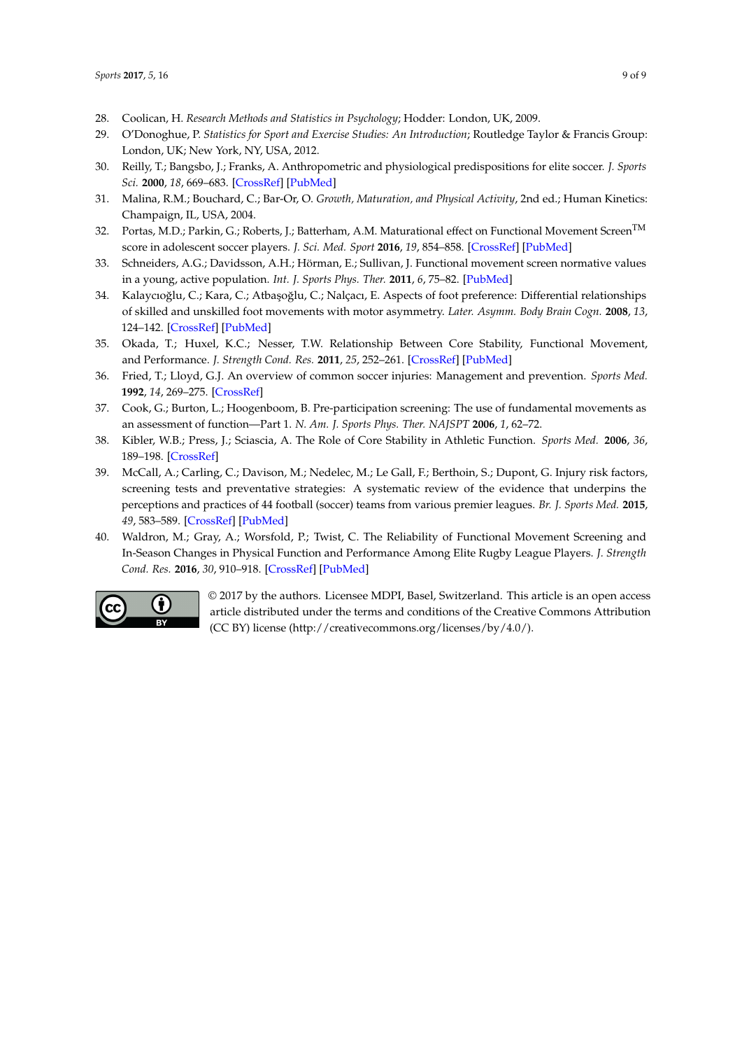28. Coolican, H. *Research Methods and Statistics in Psychology*; Hodder: London, UK, 2009.
29. O'Donoghue, P. *Statistics for Sport and Exercise Studies: An Introduction*; Routledge Taylor & Francis Group: London, UK; New York, NY, USA, 2012.
30. Reilly, T.; Bangsbo, J.; Franks, A. Anthropometric and physiological predispositions for elite soccer. *J. Sports Sci.* **2000**, *18*, 669–683. [CrossRef] [PubMed]
31. Malina, R.M.; Bouchard, C.; Bar-Or, O. *Growth, Maturation, and Physical Activity*, 2nd ed.; Human Kinetics: Champaign, IL, USA, 2004.
32. Portas, M.D.; Parkin, G.; Roberts, J.; Batterham, A.M. Maturational effect on Functional Movement Screen™ score in adolescent soccer players. *J. Sci. Med. Sport* **2016**, *19*, 854–858. [CrossRef] [PubMed]
33. Schneiders, A.G.; Davidsson, A.H.; Hörman, E.; Sullivan, J. Functional movement screen normative values in a young, active population. *Int. J. Sports Phys. Ther.* **2011**, *6*, 75–82. [PubMed]
34. Kalaycıoğlu, C.; Kara, C.; Atbaşoğlu, C.; Nalçacı, E. Aspects of foot preference: Differential relationships of skilled and unskilled foot movements with motor asymmetry. *Later. Asymm. Body Brain Cogn.* **2008**, *13*, 124–142. [CrossRef] [PubMed]
35. Okada, T.; Huxel, K.C.; Nesser, T.W. Relationship Between Core Stability, Functional Movement, and Performance. *J. Strength Cond. Res.* **2011**, *25*, 252–261. [CrossRef] [PubMed]
36. Fried, T.; Lloyd, G.J. An overview of common soccer injuries: Management and prevention. *Sports Med.* **1992**, *14*, 269–275. [CrossRef]
37. Cook, G.; Burton, L.; Hoogenboom, B. Pre-participation screening: The use of fundamental movements as an assessment of function—Part 1. *N. Am. J. Sports Phys. Ther. NAJSPT* **2006**, *1*, 62–72.
38. Kibler, W.B.; Press, J.; Sciascia, A. The Role of Core Stability in Athletic Function. *Sports Med.* **2006**, *36*, 189–198. [CrossRef]
39. McCall, A.; Carling, C.; Davison, M.; Nedelec, M.; Le Gall, F.; Berthoin, S.; Dupont, G. Injury risk factors, screening tests and preventative strategies: A systematic review of the evidence that underpins the perceptions and practices of 44 football (soccer) teams from various premier leagues. *Br. J. Sports Med.* **2015**, *49*, 583–589. [CrossRef] [PubMed]
40. Waldron, M.; Gray, A.; Worsfold, P.; Twist, C. The Reliability of Functional Movement Screening and In-Season Changes in Physical Function and Performance Among Elite Rugby League Players. *J. Strength Cond. Res.* **2016**, *30*, 910–918. [CrossRef] [PubMed]

© 2017 by the authors. Licensee MDPI, Basel, Switzerland. This article is an open access article distributed under the terms and conditions of the Creative Commons Attribution (CC BY) license (http://creativecommons.org/licenses/by/4.0/).